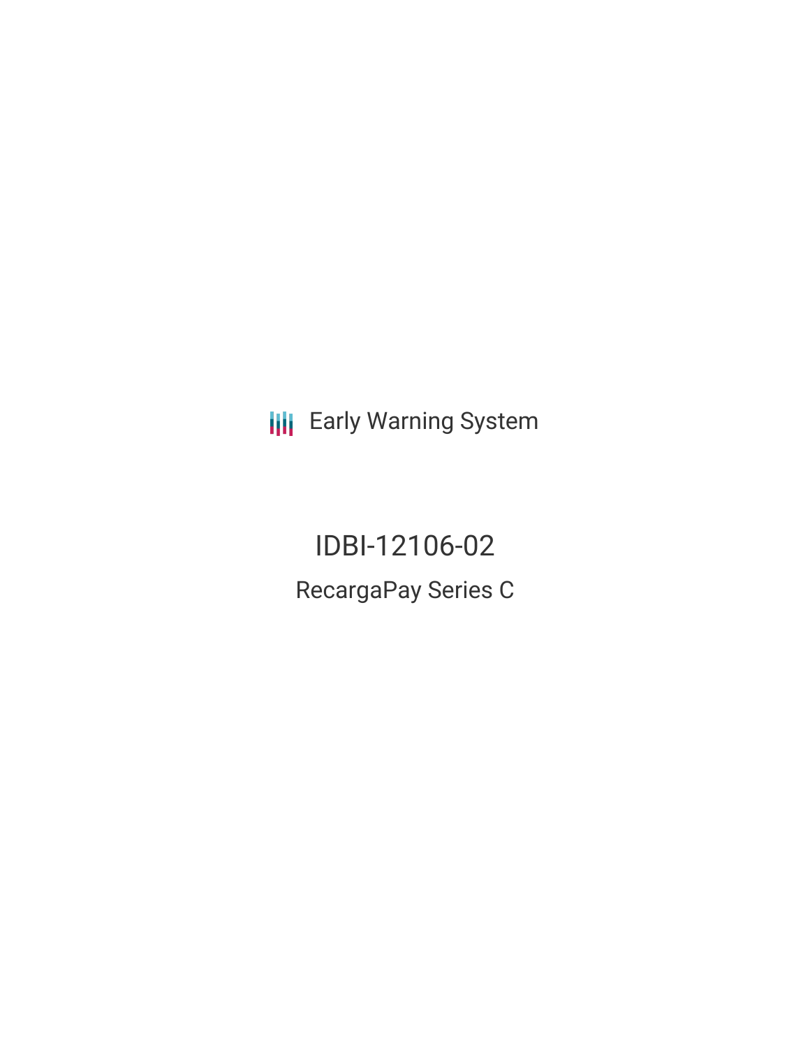Early Warning System

# IDBI-12106-02

## RecargaPay Series C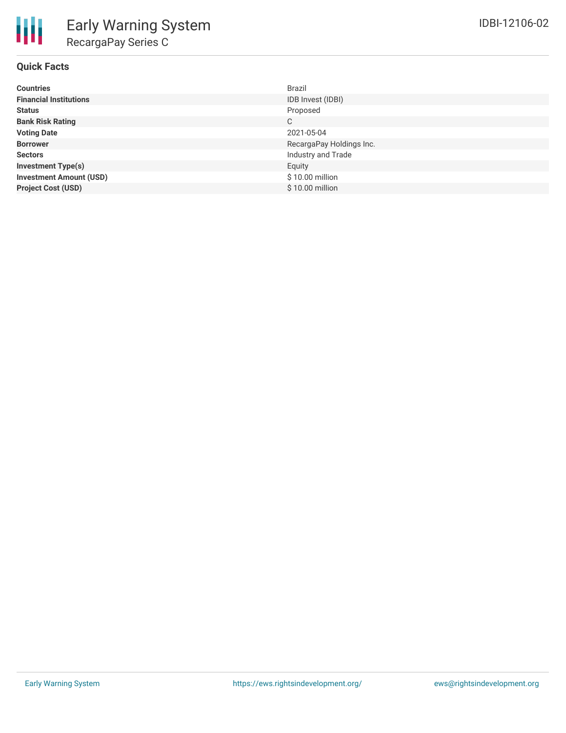# Early Warning System

## RecargaPay Series C

IDBI-12106-02

### Quick Facts

| | |
|---|---|
| **Countries** | Brazil |
| **Financial Institutions** | IDB Invest (IDBI) |
| **Status** | Proposed |
| **Bank Risk Rating** | C |
| **Voting Date** | 2021-05-04 |
| **Borrower** | RecargaPay Holdings Inc. |
| **Sectors** | Industry and Trade |
| **Investment Type(s)** | Equity |
| **Investment Amount (USD)** | $ 10.00 million |
| **Project Cost (USD)** | $ 10.00 million |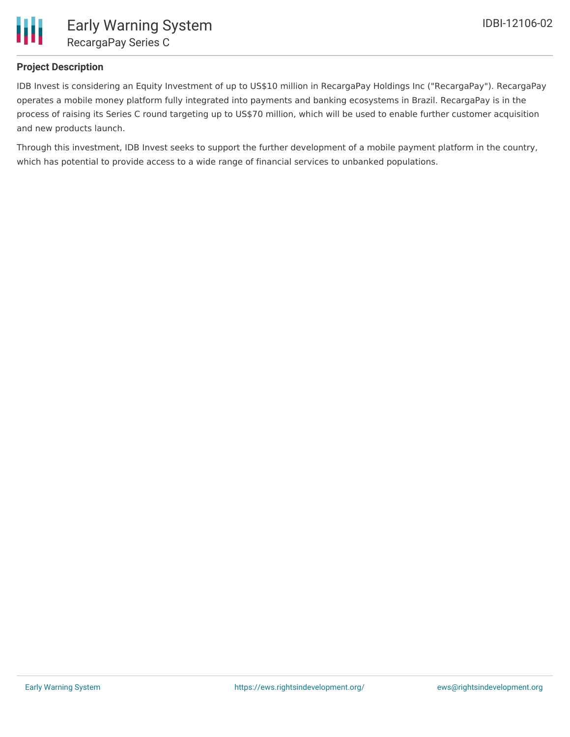## Project Description

IDB Invest is considering an Equity Investment of up to US$10 million in RecargaPay Holdings Inc ("RecargaPay"). RecargaPay operates a mobile money platform fully integrated into payments and banking ecosystems in Brazil. RecargaPay is in the process of raising its Series C round targeting up to US$70 million, which will be used to enable further customer acquisition and new products launch.

Through this investment, IDB Invest seeks to support the further development of a mobile payment platform in the country, which has potential to provide access to a wide range of financial services to unbanked populations.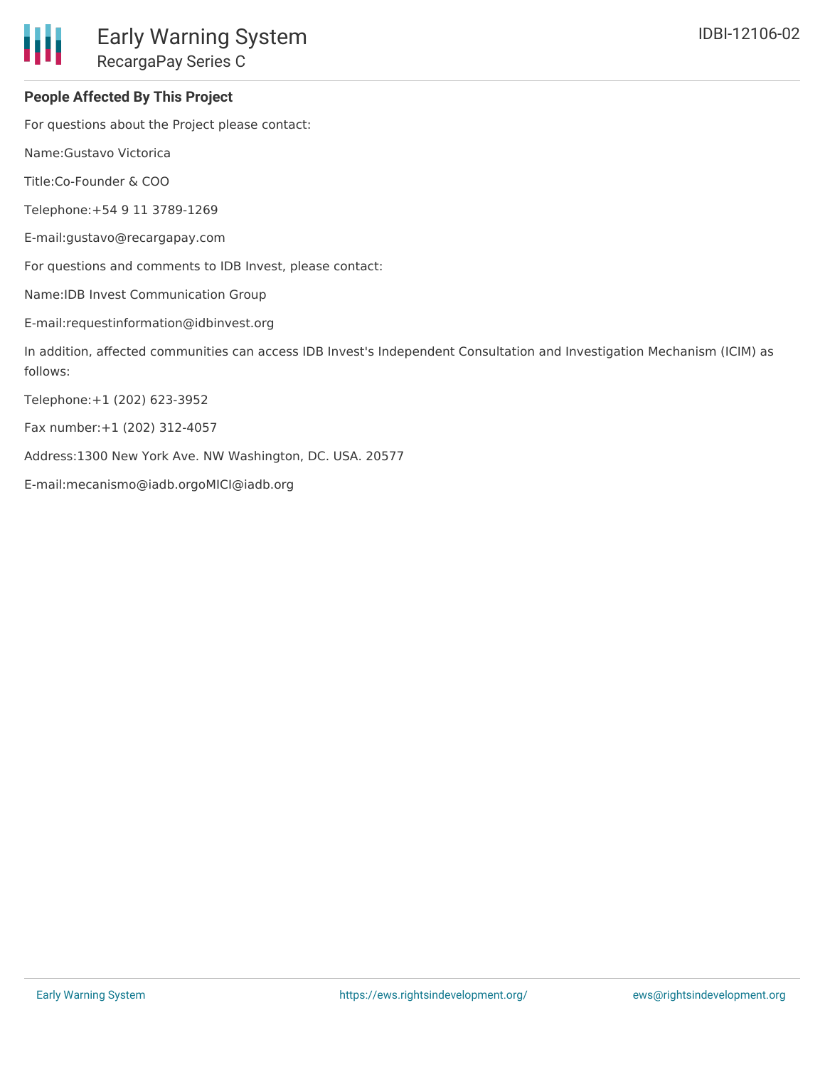### People Affected By This Project

For questions about the Project please contact:

Name:Gustavo Victorica

Title:Co-Founder & COO

Telephone:+54 9 11 3789-1269

E-mail:gustavo@recargapay.com

For questions and comments to IDB Invest, please contact:

Name:IDB Invest Communication Group

E-mail:requestinformation@idbinvest.org

In addition, affected communities can access IDB Invest's Independent Consultation and Investigation Mechanism (ICIM) as follows:

Telephone:+1 (202) 623-3952

Fax number:+1 (202) 312-4057

Address:1300 New York Ave. NW Washington, DC. USA. 20577

E-mail:mecanismo@iadb.orgoMICI@iadb.org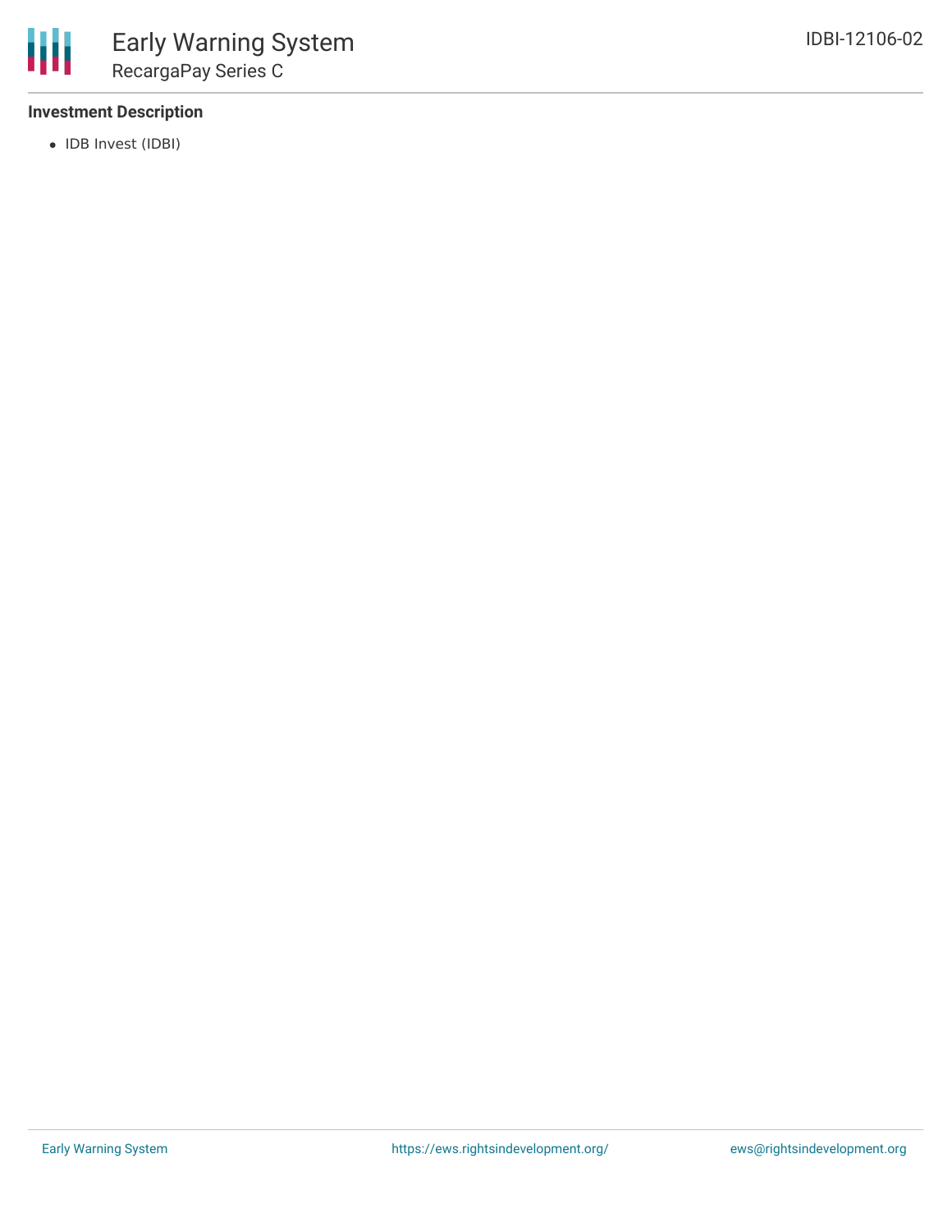### Investment Description

- IDB Invest (IDBI)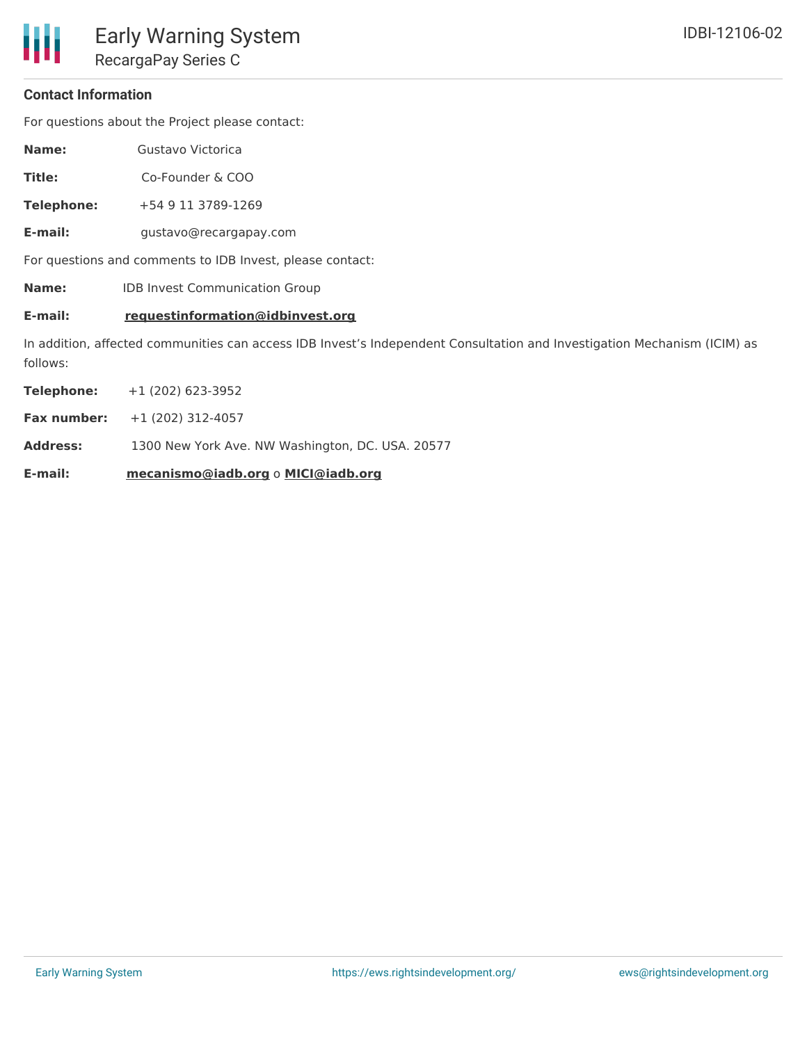### Contact Information

For questions about the Project please contact:

**Name:** Gustavo Victorica

**Title:** Co-Founder & COO

**Telephone:** +54 9 11 3789-1269

**E-mail:** gustavo@recargapay.com

For questions and comments to IDB Invest, please contact:

**Name:** IDB Invest Communication Group

**E-mail:** **requestinformation@idbinvest.org**

In addition, affected communities can access IDB Invest's Independent Consultation and Investigation Mechanism (ICIM) as follows:

**Telephone:** +1 (202) 623-3952

**Fax number:** +1 (202) 312-4057

**Address:** 1300 New York Ave. NW Washington, DC. USA. 20577

**E-mail:** **mecanismo@iadb.org** o **MICI@iadb.org**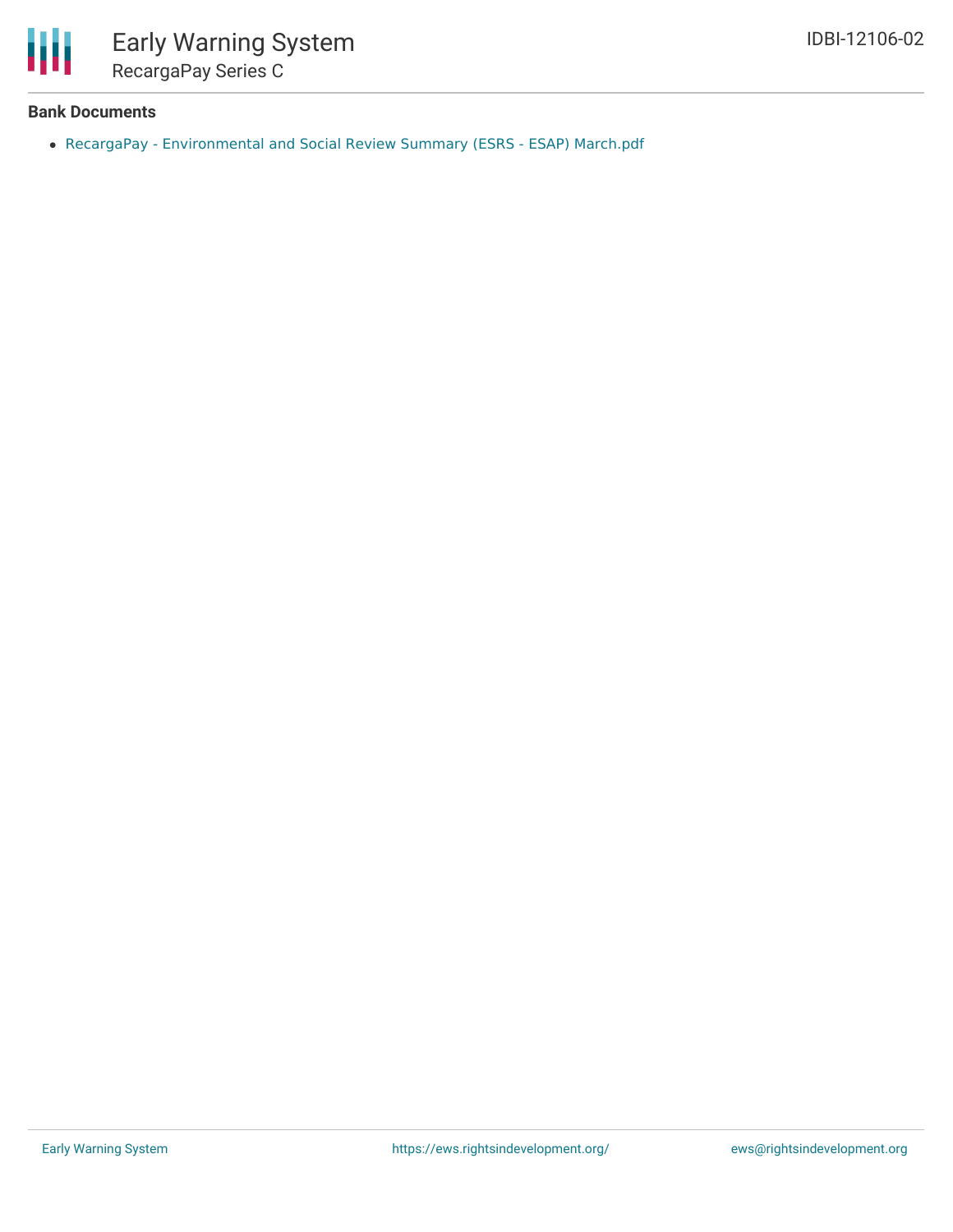**Bank Documents**

- RecargaPay - Environmental and Social Review Summary (ESRS - ESAP) March.pdf